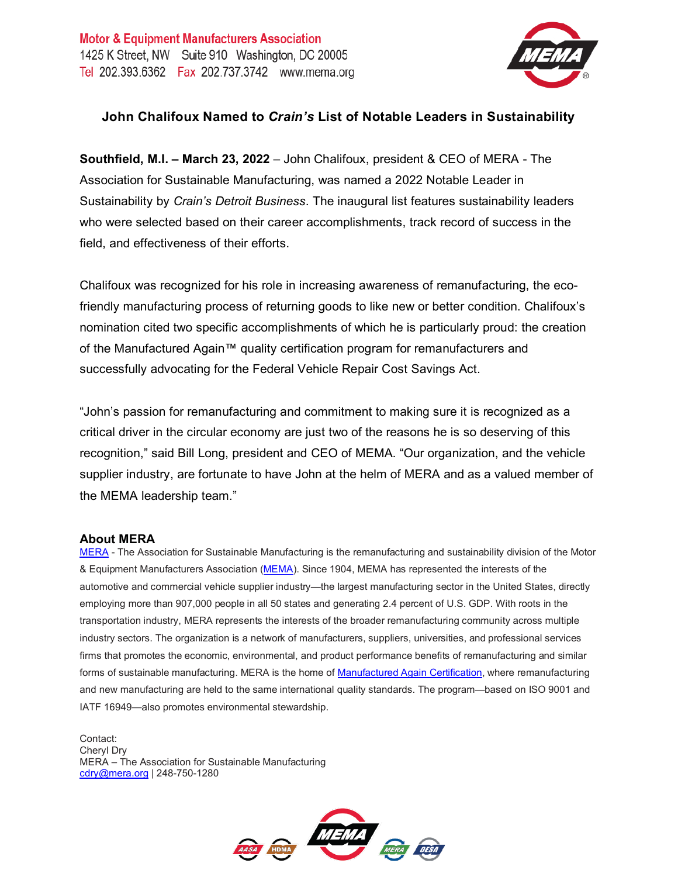Motor & Equipment Manufacturers Association
1425 K Street, NW Suite 910 Washington, DC 20005
Tel 202.393.6362 Fax 202.737.3742 www.mema.org

# John Chalifoux Named to *Crain's* List of Notable Leaders in Sustainability

**Southfield, M.I. – March 23, 2022** – John Chalifoux, president & CEO of MERA - The Association for Sustainable Manufacturing, was named a 2022 Notable Leader in Sustainability by *Crain's Detroit Business*. The inaugural list features sustainability leaders who were selected based on their career accomplishments, track record of success in the field, and effectiveness of their efforts.

Chalifoux was recognized for his role in increasing awareness of remanufacturing, the eco-friendly manufacturing process of returning goods to like new or better condition. Chalifoux's nomination cited two specific accomplishments of which he is particularly proud: the creation of the Manufactured Again™ quality certification program for remanufacturers and successfully advocating for the Federal Vehicle Repair Cost Savings Act.

"John's passion for remanufacturing and commitment to making sure it is recognized as a critical driver in the circular economy are just two of the reasons he is so deserving of this recognition," said Bill Long, president and CEO of MEMA. "Our organization, and the vehicle supplier industry, are fortunate to have John at the helm of MERA and as a valued member of the MEMA leadership team."

## About MERA

MERA - The Association for Sustainable Manufacturing is the remanufacturing and sustainability division of the Motor & Equipment Manufacturers Association (MEMA). Since 1904, MEMA has represented the interests of the automotive and commercial vehicle supplier industry—the largest manufacturing sector in the United States, directly employing more than 907,000 people in all 50 states and generating 2.4 percent of U.S. GDP. With roots in the transportation industry, MERA represents the interests of the broader remanufacturing community across multiple industry sectors. The organization is a network of manufacturers, suppliers, universities, and professional services firms that promotes the economic, environmental, and product performance benefits of remanufacturing and similar forms of sustainable manufacturing. MERA is the home of Manufactured Again Certification, where remanufacturing and new manufacturing are held to the same international quality standards. The program—based on ISO 9001 and IATF 16949—also promotes environmental stewardship.

Contact:
Cheryl Dry
MERA – The Association for Sustainable Manufacturing
cdry@mera.org | 248-750-1280